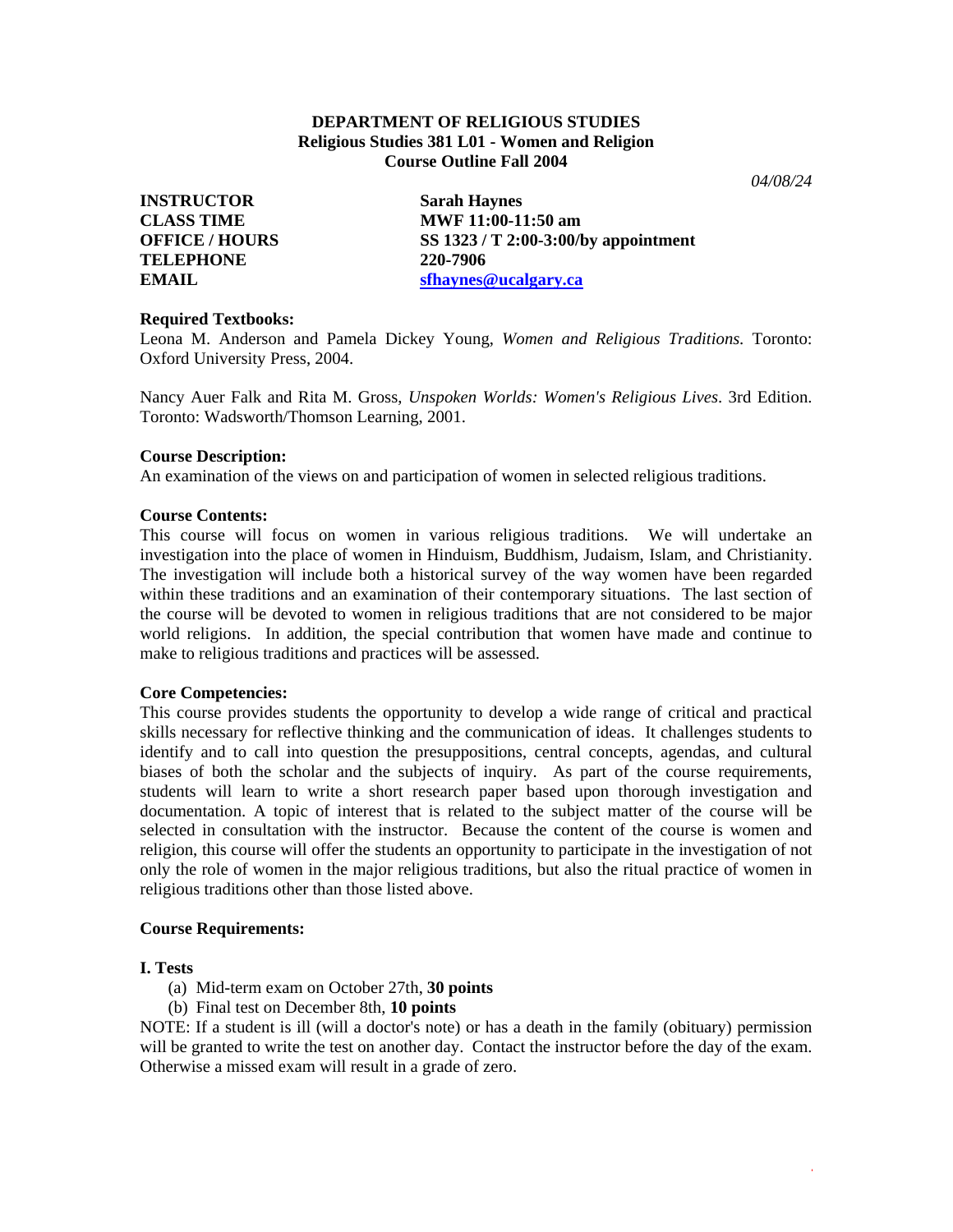**DEPARTMENT OF RELIGIOUS STUDIES**
**Religious Studies 381 L01 - Women and Religion**
**Course Outline Fall 2004**

*04/08/24*

| | |
|---|---|
| **INSTRUCTOR** | **Sarah Haynes** |
| **CLASS TIME** | **MWF 11:00-11:50 am** |
| **OFFICE / HOURS** | **SS 1323 / T 2:00-3:00/by appointment** |
| **TELEPHONE** | **220-7906** |
| **EMAIL** | **sfhaynes@ucalgary.ca** |

**Required Textbooks:**

Leona M. Anderson and Pamela Dickey Young, *Women and Religious Traditions.* Toronto: Oxford University Press, 2004.

Nancy Auer Falk and Rita M. Gross, *Unspoken Worlds: Women's Religious Lives*. 3rd Edition. Toronto: Wadsworth/Thomson Learning, 2001.

**Course Description:**

An examination of the views on and participation of women in selected religious traditions.

**Course Contents:**

This course will focus on women in various religious traditions. We will undertake an investigation into the place of women in Hinduism, Buddhism, Judaism, Islam, and Christianity. The investigation will include both a historical survey of the way women have been regarded within these traditions and an examination of their contemporary situations. The last section of the course will be devoted to women in religious traditions that are not considered to be major world religions. In addition, the special contribution that women have made and continue to make to religious traditions and practices will be assessed.

**Core Competencies:**

This course provides students the opportunity to develop a wide range of critical and practical skills necessary for reflective thinking and the communication of ideas. It challenges students to identify and to call into question the presuppositions, central concepts, agendas, and cultural biases of both the scholar and the subjects of inquiry. As part of the course requirements, students will learn to write a short research paper based upon thorough investigation and documentation. A topic of interest that is related to the subject matter of the course will be selected in consultation with the instructor. Because the content of the course is women and religion, this course will offer the students an opportunity to participate in the investigation of not only the role of women in the major religious traditions, but also the ritual practice of women in religious traditions other than those listed above.

**Course Requirements:**

**I. Tests**

(a) Mid-term exam on October 27th, **30 points**
(b) Final test on December 8th, **10 points**

NOTE: If a student is ill (will a doctor's note) or has a death in the family (obituary) permission will be granted to write the test on another day. Contact the instructor before the day of the exam. Otherwise a missed exam will result in a grade of zero.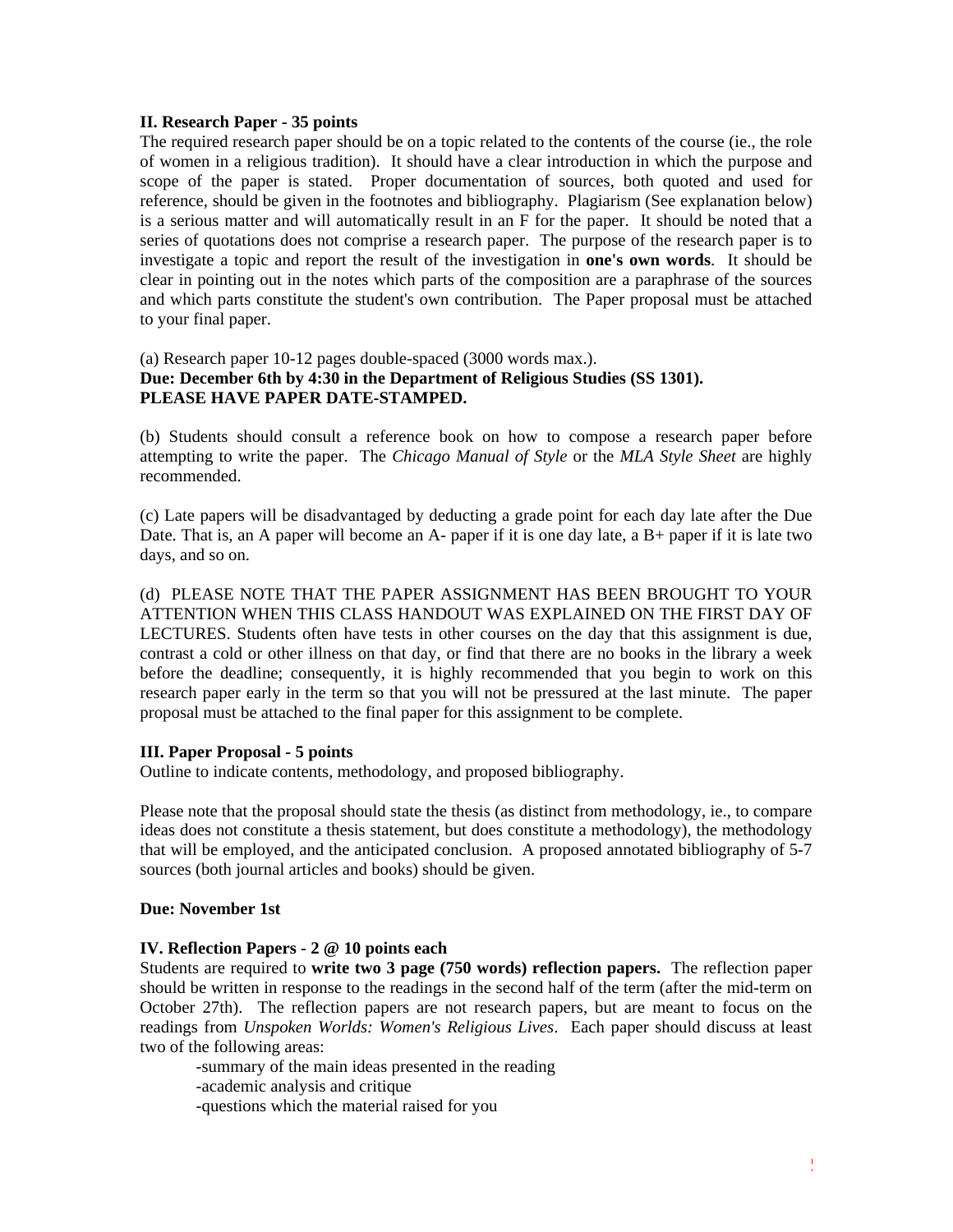**II. Research Paper - 35 points**

The required research paper should be on a topic related to the contents of the course (ie., the role of women in a religious tradition). It should have a clear introduction in which the purpose and scope of the paper is stated. Proper documentation of sources, both quoted and used for reference, should be given in the footnotes and bibliography. Plagiarism (See explanation below) is a serious matter and will automatically result in an F for the paper. It should be noted that a series of quotations does not comprise a research paper. The purpose of the research paper is to investigate a topic and report the result of the investigation in **one's own words**. It should be clear in pointing out in the notes which parts of the composition are a paraphrase of the sources and which parts constitute the student's own contribution. The Paper proposal must be attached to your final paper.

(a) Research paper 10-12 pages double-spaced (3000 words max.).
**Due: December 6th by 4:30 in the Department of Religious Studies (SS 1301).**
**PLEASE HAVE PAPER DATE-STAMPED.**

(b) Students should consult a reference book on how to compose a research paper before attempting to write the paper. The *Chicago Manual of Style* or the *MLA Style Sheet* are highly recommended.

(c) Late papers will be disadvantaged by deducting a grade point for each day late after the Due Date. That is, an A paper will become an A- paper if it is one day late, a B+ paper if it is late two days, and so on.

(d) PLEASE NOTE THAT THE PAPER ASSIGNMENT HAS BEEN BROUGHT TO YOUR ATTENTION WHEN THIS CLASS HANDOUT WAS EXPLAINED ON THE FIRST DAY OF LECTURES. Students often have tests in other courses on the day that this assignment is due, contrast a cold or other illness on that day, or find that there are no books in the library a week before the deadline; consequently, it is highly recommended that you begin to work on this research paper early in the term so that you will not be pressured at the last minute. The paper proposal must be attached to the final paper for this assignment to be complete.

**III. Paper Proposal - 5 points**

Outline to indicate contents, methodology, and proposed bibliography.

Please note that the proposal should state the thesis (as distinct from methodology, ie., to compare ideas does not constitute a thesis statement, but does constitute a methodology), the methodology that will be employed, and the anticipated conclusion. A proposed annotated bibliography of 5-7 sources (both journal articles and books) should be given.

**Due: November 1st**

**IV. Reflection Papers - 2 @ 10 points each**

Students are required to **write two 3 page (750 words) reflection papers.** The reflection paper should be written in response to the readings in the second half of the term (after the mid-term on October 27th). The reflection papers are not research papers, but are meant to focus on the readings from *Unspoken Worlds: Women's Religious Lives*. Each paper should discuss at least two of the following areas:

- summary of the main ideas presented in the reading
- academic analysis and critique
- questions which the material raised for you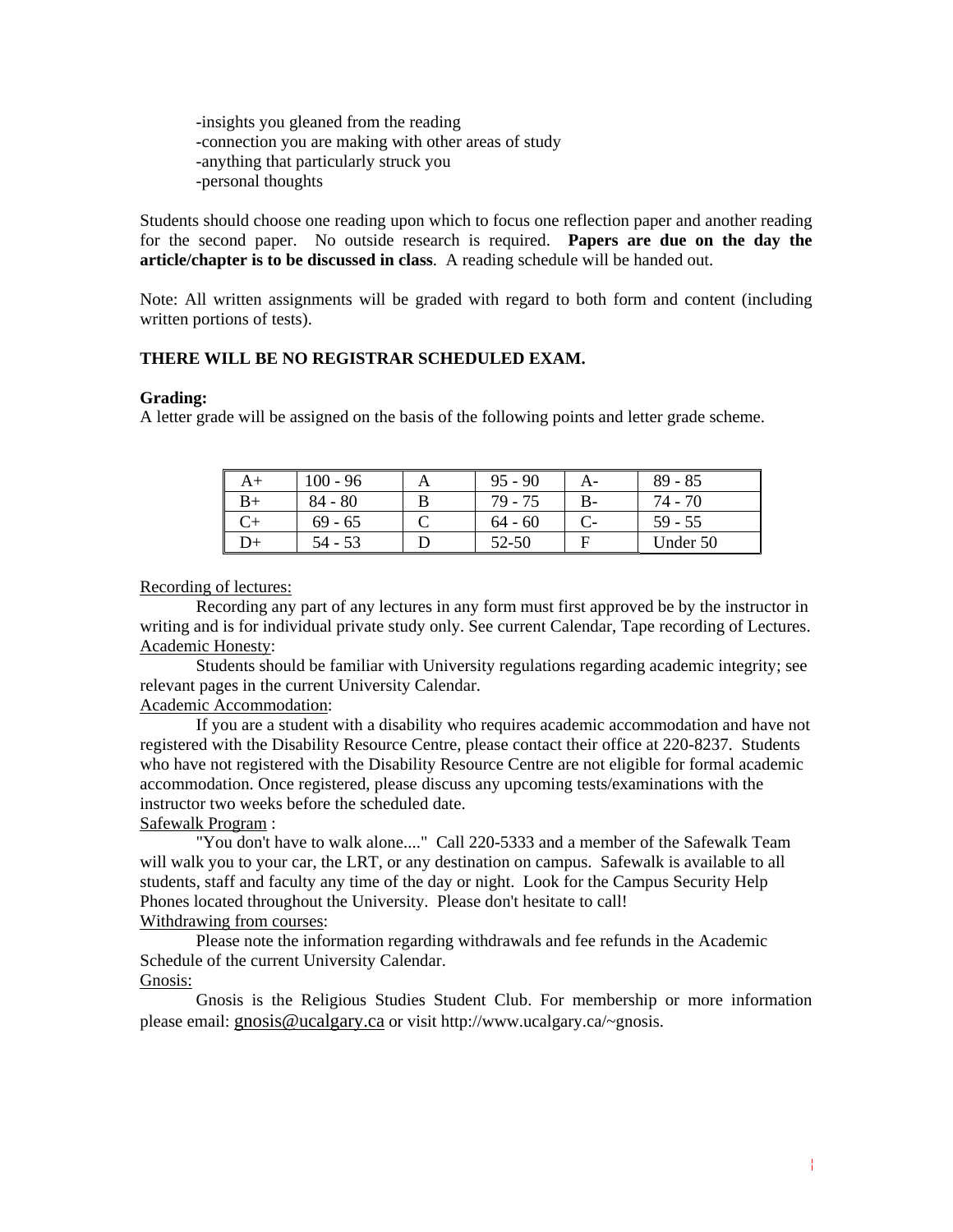-insights you gleaned from the reading
-connection you are making with other areas of study
-anything that particularly struck you
-personal thoughts

Students should choose one reading upon which to focus one reflection paper and another reading for the second paper. No outside research is required. **Papers are due on the day the article/chapter is to be discussed in class**. A reading schedule will be handed out.

Note: All written assignments will be graded with regard to both form and content (including written portions of tests).

**THERE WILL BE NO REGISTRAR SCHEDULED EXAM.**

**Grading:**
A letter grade will be assigned on the basis of the following points and letter grade scheme.

| | | | | | |
|---|---|---|---|---|---|
| A+ | 100 - 96 | A | 95 - 90 | A- | 89 - 85 |
| B+ | 84 - 80 | B | 79 - 75 | B- | 74 - 70 |
| C+ | 69 - 65 | C | 64 - 60 | C- | 59 - 55 |
| D+ | 54 - 53 | D | 52-50 | F | Under 50 |

Recording of lectures:

Recording any part of any lectures in any form must first approved be by the instructor in writing and is for individual private study only. See current Calendar, Tape recording of Lectures.

Academic Honesty:

Students should be familiar with University regulations regarding academic integrity; see relevant pages in the current University Calendar.

Academic Accommodation:

If you are a student with a disability who requires academic accommodation and have not registered with the Disability Resource Centre, please contact their office at 220-8237. Students who have not registered with the Disability Resource Centre are not eligible for formal academic accommodation. Once registered, please discuss any upcoming tests/examinations with the instructor two weeks before the scheduled date.

Safewalk Program :

"You don't have to walk alone...." Call 220-5333 and a member of the Safewalk Team will walk you to your car, the LRT, or any destination on campus. Safewalk is available to all students, staff and faculty any time of the day or night. Look for the Campus Security Help Phones located throughout the University. Please don't hesitate to call!

Withdrawing from courses:

Please note the information regarding withdrawals and fee refunds in the Academic Schedule of the current University Calendar.

Gnosis:

Gnosis is the Religious Studies Student Club. For membership or more information please email: gnosis@ucalgary.ca or visit http://www.ucalgary.ca/~gnosis.